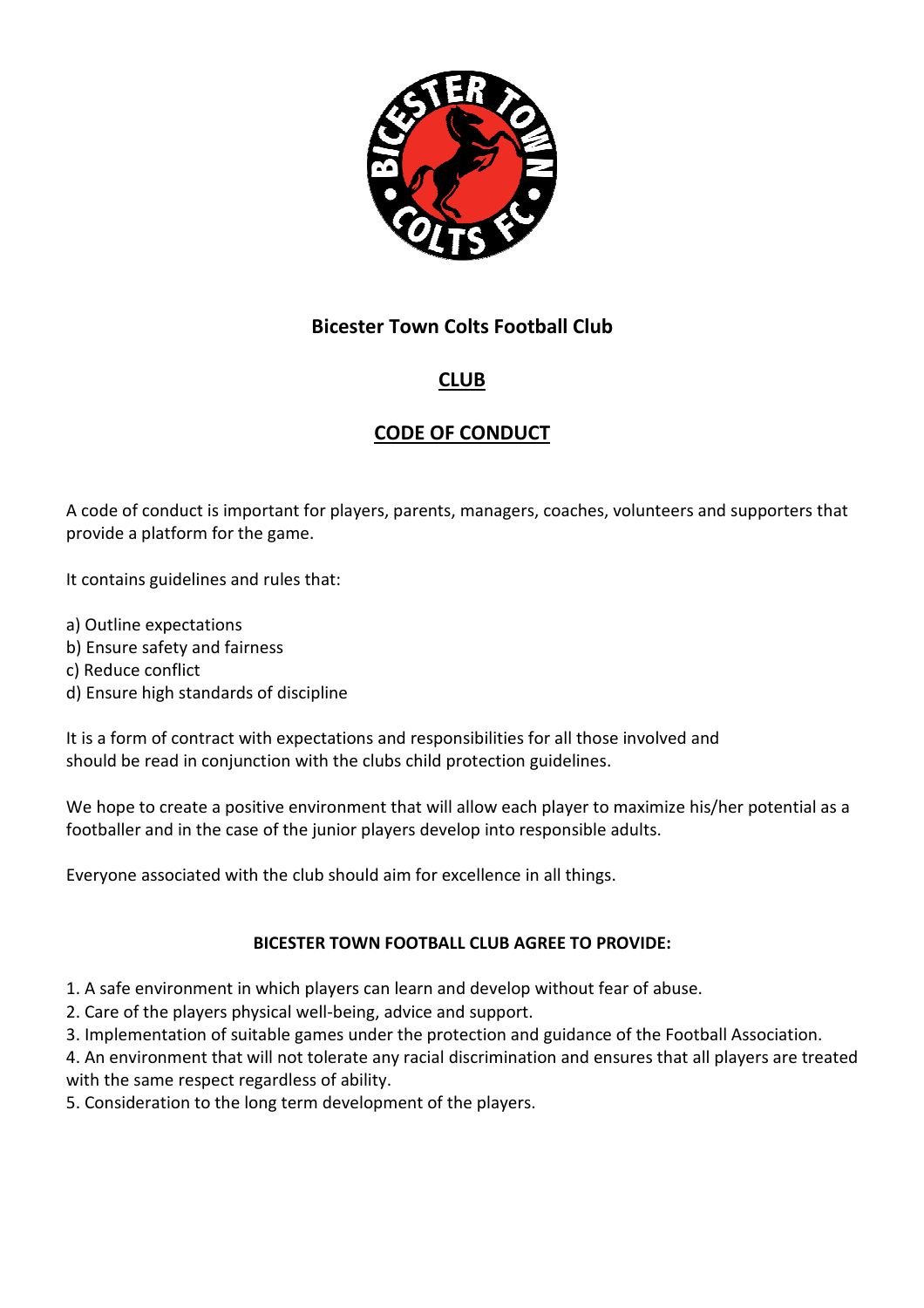# Bicester Town Colts Football Club

## CLUB

## CODE OF CONDUCT

A code of conduct is important for players, parents, managers, coaches, volunteers and supporters that provide a platform for the game.

It contains guidelines and rules that:

a) Outline expectations
b) Ensure safety and fairness
c) Reduce conflict
d) Ensure high standards of discipline

It is a form of contract with expectations and responsibilities for all those involved and should be read in conjunction with the clubs child protection guidelines.

We hope to create a positive environment that will allow each player to maximize his/her potential as a footballer and in the case of the junior players develop into responsible adults.

Everyone associated with the club should aim for excellence in all things.

### BICESTER TOWN FOOTBALL CLUB AGREE TO PROVIDE:

1. A safe environment in which players can learn and develop without fear of abuse.
2. Care of the players physical well-being, advice and support.
3. Implementation of suitable games under the protection and guidance of the Football Association.
4. An environment that will not tolerate any racial discrimination and ensures that all players are treated with the same respect regardless of ability.
5. Consideration to the long term development of the players.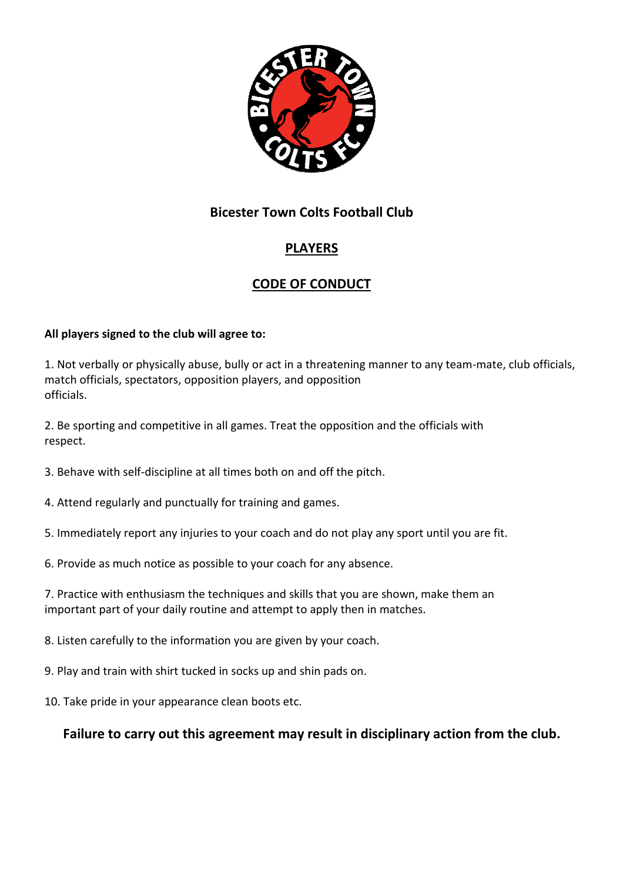# Bicester Town Colts Football Club

## PLAYERS

## CODE OF CONDUCT

**All players signed to the club will agree to:**

1. Not verbally or physically abuse, bully or act in a threatening manner to any team-mate, club officials, match officials, spectators, opposition players, and opposition officials.

2. Be sporting and competitive in all games. Treat the opposition and the officials with respect.

3. Behave with self-discipline at all times both on and off the pitch.

4. Attend regularly and punctually for training and games.

5. Immediately report any injuries to your coach and do not play any sport until you are fit.

6. Provide as much notice as possible to your coach for any absence.

7. Practice with enthusiasm the techniques and skills that you are shown, make them an important part of your daily routine and attempt to apply then in matches.

8. Listen carefully to the information you are given by your coach.

9. Play and train with shirt tucked in socks up and shin pads on.

10. Take pride in your appearance clean boots etc.

**Failure to carry out this agreement may result in disciplinary action from the club.**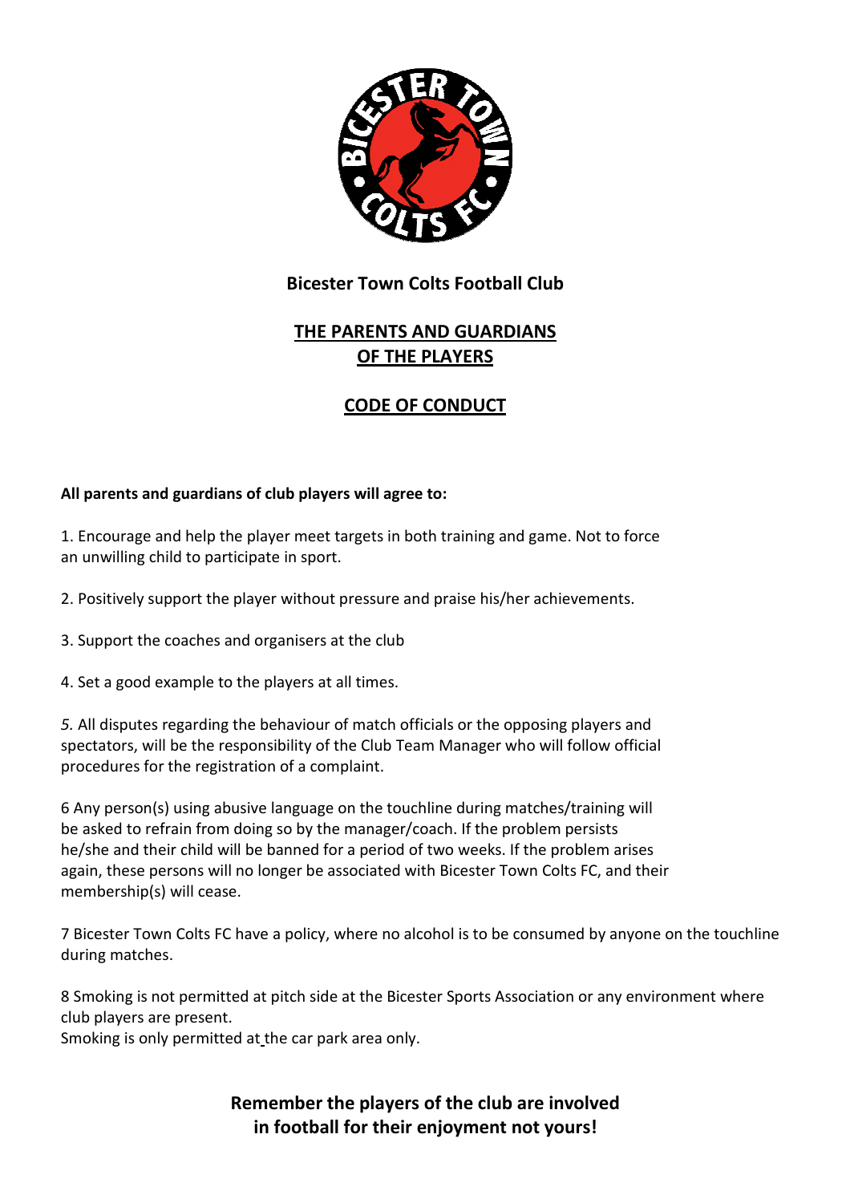**Bicester Town Colts Football Club**

## THE PARENTS AND GUARDIANS OF THE PLAYERS

## CODE OF CONDUCT

**All parents and guardians of club players will agree to:**

1. Encourage and help the player meet targets in both training and game. Not to force an unwilling child to participate in sport.

2. Positively support the player without pressure and praise his/her achievements.

3. Support the coaches and organisers at the club

4. Set a good example to the players at all times.

5. All disputes regarding the behaviour of match officials or the opposing players and spectators, will be the responsibility of the Club Team Manager who will follow official procedures for the registration of a complaint.

6 Any person(s) using abusive language on the touchline during matches/training will be asked to refrain from doing so by the manager/coach. If the problem persists he/she and their child will be banned for a period of two weeks. If the problem arises again, these persons will no longer be associated with Bicester Town Colts FC, and their membership(s) will cease.

7 Bicester Town Colts FC have a policy, where no alcohol is to be consumed by anyone on the touchline during matches.

8 Smoking is not permitted at pitch side at the Bicester Sports Association or any environment where club players are present.
Smoking is only permitted at the car park area only.

**Remember the players of the club are involved in football for their enjoyment not yours!**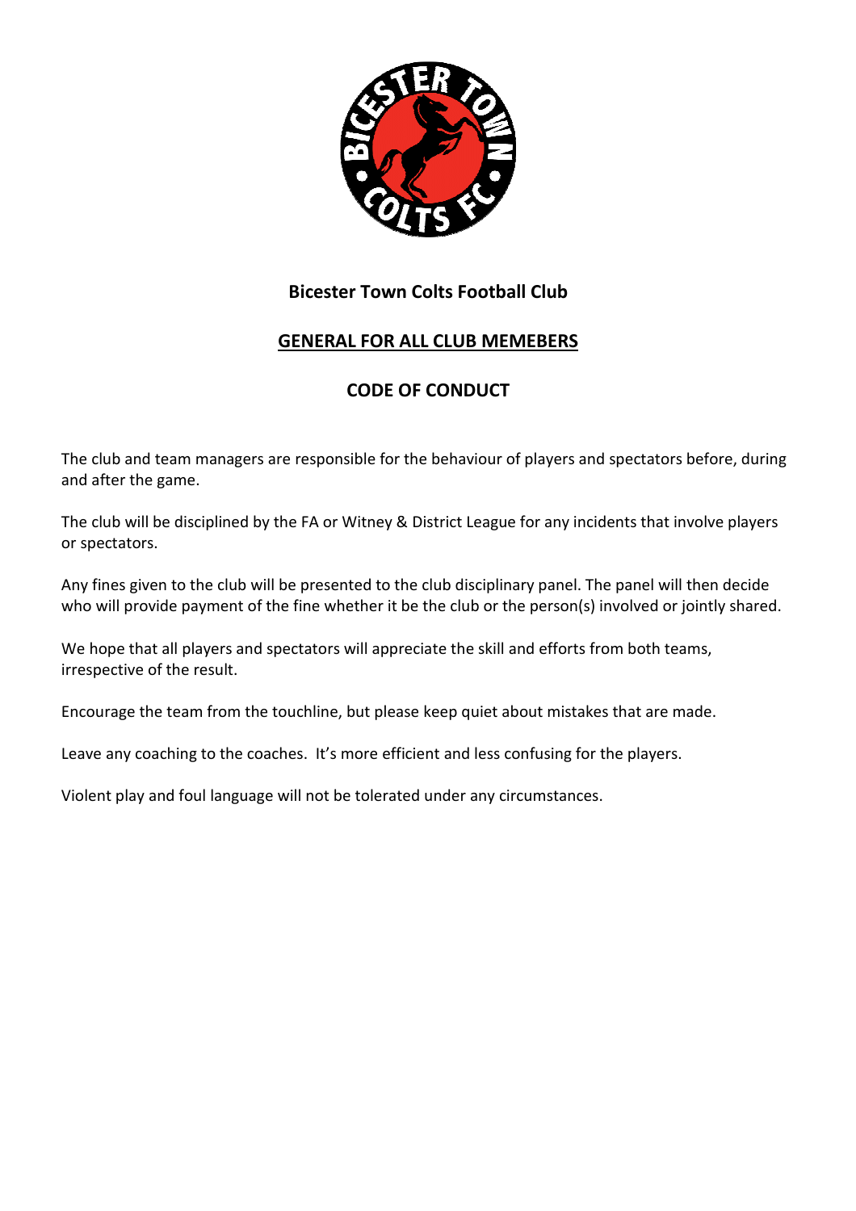# Bicester Town Colts Football Club

## GENERAL FOR ALL CLUB MEMEBERS

## CODE OF CONDUCT

The club and team managers are responsible for the behaviour of players and spectators before, during and after the game.

The club will be disciplined by the FA or Witney & District League for any incidents that involve players or spectators.

Any fines given to the club will be presented to the club disciplinary panel. The panel will then decide who will provide payment of the fine whether it be the club or the person(s) involved or jointly shared.

We hope that all players and spectators will appreciate the skill and efforts from both teams, irrespective of the result.

Encourage the team from the touchline, but please keep quiet about mistakes that are made.

Leave any coaching to the coaches. It's more efficient and less confusing for the players.

Violent play and foul language will not be tolerated under any circumstances.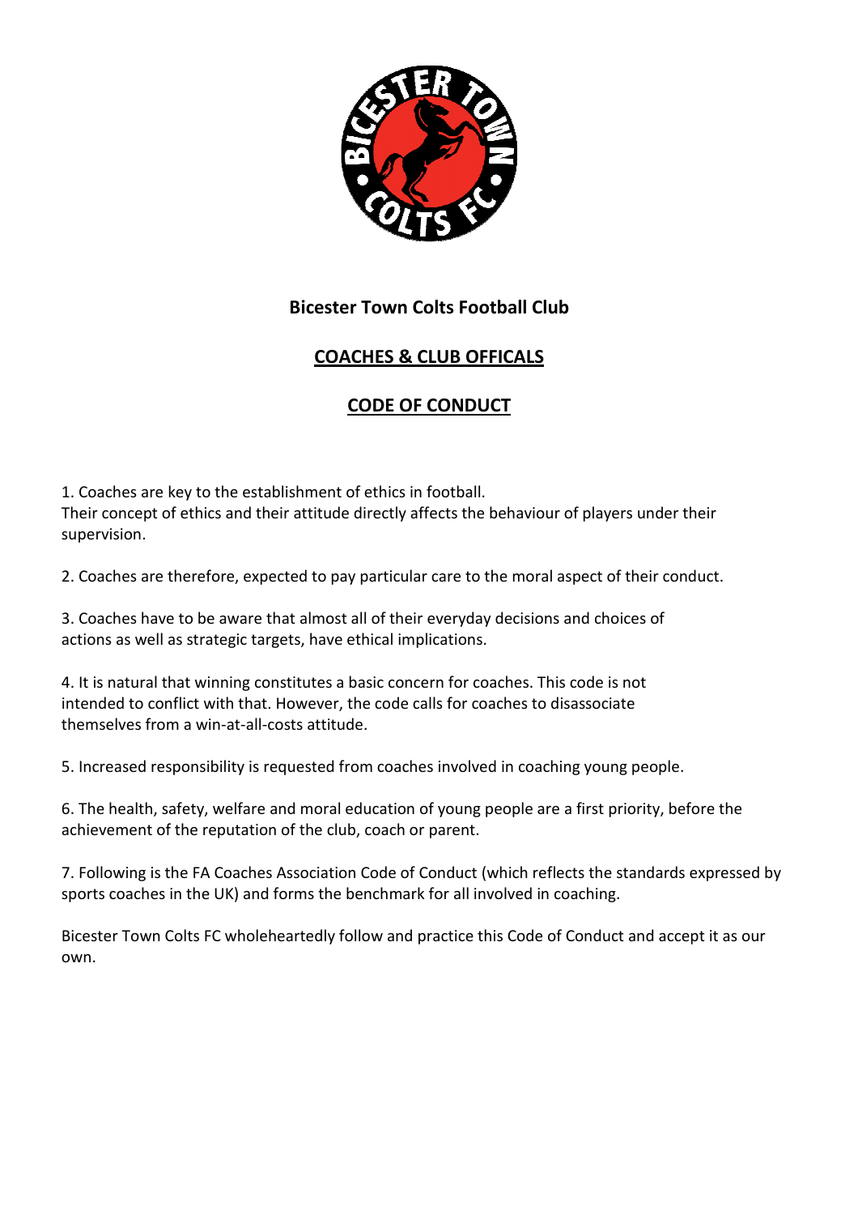## Bicester Town Colts Football Club

## COACHES & CLUB OFFICALS

## CODE OF CONDUCT

1. Coaches are key to the establishment of ethics in football.
Their concept of ethics and their attitude directly affects the behaviour of players under their supervision.

2. Coaches are therefore, expected to pay particular care to the moral aspect of their conduct.

3. Coaches have to be aware that almost all of their everyday decisions and choices of actions as well as strategic targets, have ethical implications.

4. It is natural that winning constitutes a basic concern for coaches. This code is not intended to conflict with that. However, the code calls for coaches to disassociate themselves from a win-at-all-costs attitude.

5. Increased responsibility is requested from coaches involved in coaching young people.

6. The health, safety, welfare and moral education of young people are a first priority, before the achievement of the reputation of the club, coach or parent.

7. Following is the FA Coaches Association Code of Conduct (which reflects the standards expressed by sports coaches in the UK) and forms the benchmark for all involved in coaching.

Bicester Town Colts FC wholeheartedly follow and practice this Code of Conduct and accept it as our own.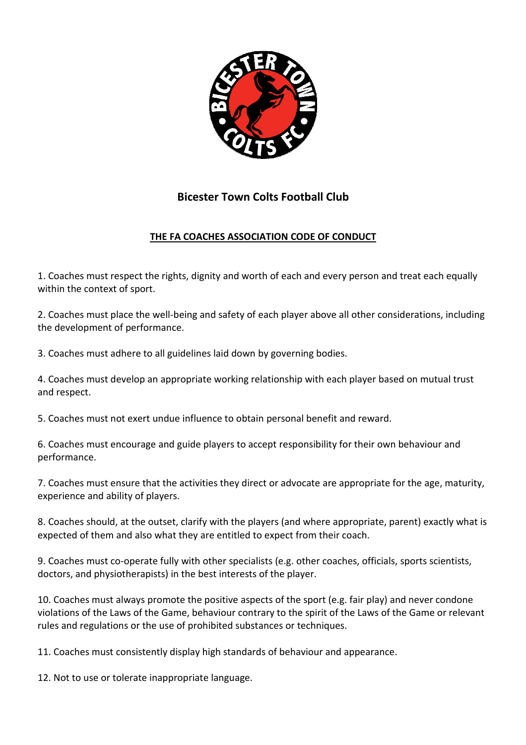# Bicester Town Colts Football Club

## THE FA COACHES ASSOCIATION CODE OF CONDUCT

1. Coaches must respect the rights, dignity and worth of each and every person and treat each equally within the context of sport.

2. Coaches must place the well-being and safety of each player above all other considerations, including the development of performance.

3. Coaches must adhere to all guidelines laid down by governing bodies.

4. Coaches must develop an appropriate working relationship with each player based on mutual trust and respect.

5. Coaches must not exert undue influence to obtain personal benefit and reward.

6. Coaches must encourage and guide players to accept responsibility for their own behaviour and performance.

7. Coaches must ensure that the activities they direct or advocate are appropriate for the age, maturity, experience and ability of players.

8. Coaches should, at the outset, clarify with the players (and where appropriate, parent) exactly what is expected of them and also what they are entitled to expect from their coach.

9. Coaches must co-operate fully with other specialists (e.g. other coaches, officials, sports scientists, doctors, and physiotherapists) in the best interests of the player.

10. Coaches must always promote the positive aspects of the sport (e.g. fair play) and never condone violations of the Laws of the Game, behaviour contrary to the spirit of the Laws of the Game or relevant rules and regulations or the use of prohibited substances or techniques.

11. Coaches must consistently display high standards of behaviour and appearance.

12. Not to use or tolerate inappropriate language.